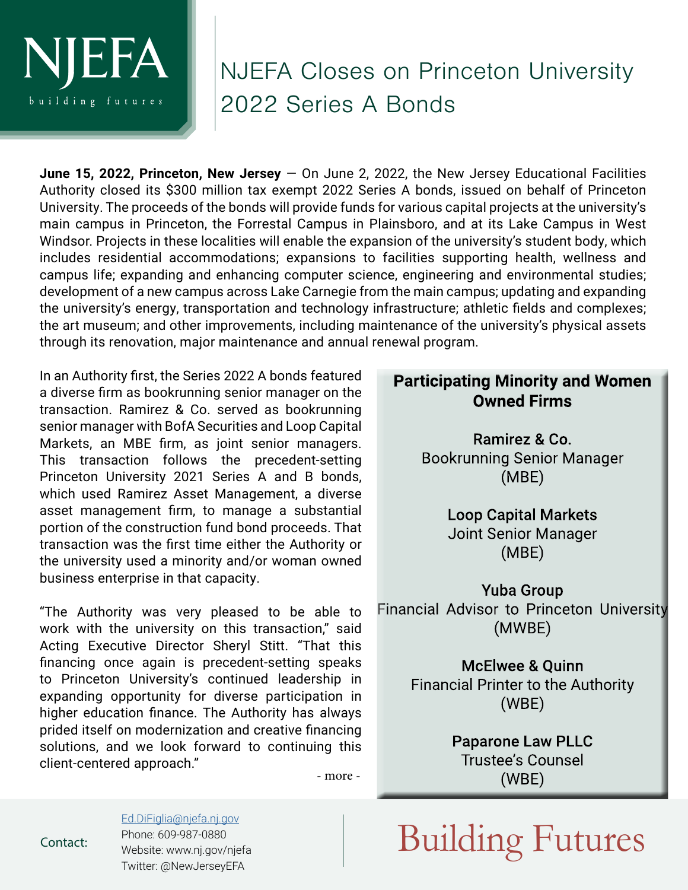# NJEFA Closes on Princeton University 2022 Series A Bonds

**June 15, 2022, Princeton, New Jersey** — On June 2, 2022, the New Jersey Educational Facilities Authority closed its $300 million tax exempt 2022 Series A bonds, issued on behalf of Princeton University. The proceeds of the bonds will provide funds for various capital projects at the university's main campus in Princeton, the Forrestal Campus in Plainsboro, and at its Lake Campus in West Windsor. Projects in these localities will enable the expansion of the university's student body, which includes residential accommodations; expansions to facilities supporting health, wellness and campus life; expanding and enhancing computer science, engineering and environmental studies; development of a new campus across Lake Carnegie from the main campus; updating and expanding the university's energy, transportation and technology infrastructure; athletic fields and complexes; the art museum; and other improvements, including maintenance of the university's physical assets through its renovation, major maintenance and annual renewal program.

In an Authority first, the Series 2022 A bonds featured a diverse firm as bookrunning senior manager on the transaction. Ramirez & Co. served as bookrunning senior manager with BofA Securities and Loop Capital Markets, an MBE firm, as joint senior managers. This transaction follows the precedent-setting Princeton University 2021 Series A and B bonds, which used Ramirez Asset Management, a diverse asset management firm, to manage a substantial portion of the construction fund bond proceeds. That transaction was the first time either the Authority or the university used a minority and/or woman owned business enterprise in that capacity.

"The Authority was very pleased to be able to work with the university on this transaction," said Acting Executive Director Sheryl Stitt. "That this financing once again is precedent-setting speaks to Princeton University's continued leadership in expanding opportunity for diverse participation in higher education finance. The Authority has always prided itself on modernization and creative financing solutions, and we look forward to continuing this client-centered approach."

- more -

**Participating Minority and Women Owned Firms**

**Ramirez & Co.**
Bookrunning Senior Manager
(MBE)

**Loop Capital Markets**
Joint Senior Manager
(MBE)

**Yuba Group**
Financial Advisor to Princeton University
(MWBE)

**McElwee & Quinn**
Financial Printer to the Authority
(WBE)

**Paparone Law PLLC**
Trustee's Counsel
(WBE)

Contact:
Ed.DiFiglia@njefa.nj.gov
Phone: 609-987-0880
Website: www.nj.gov/njefa
Twitter: @NewJerseyEFA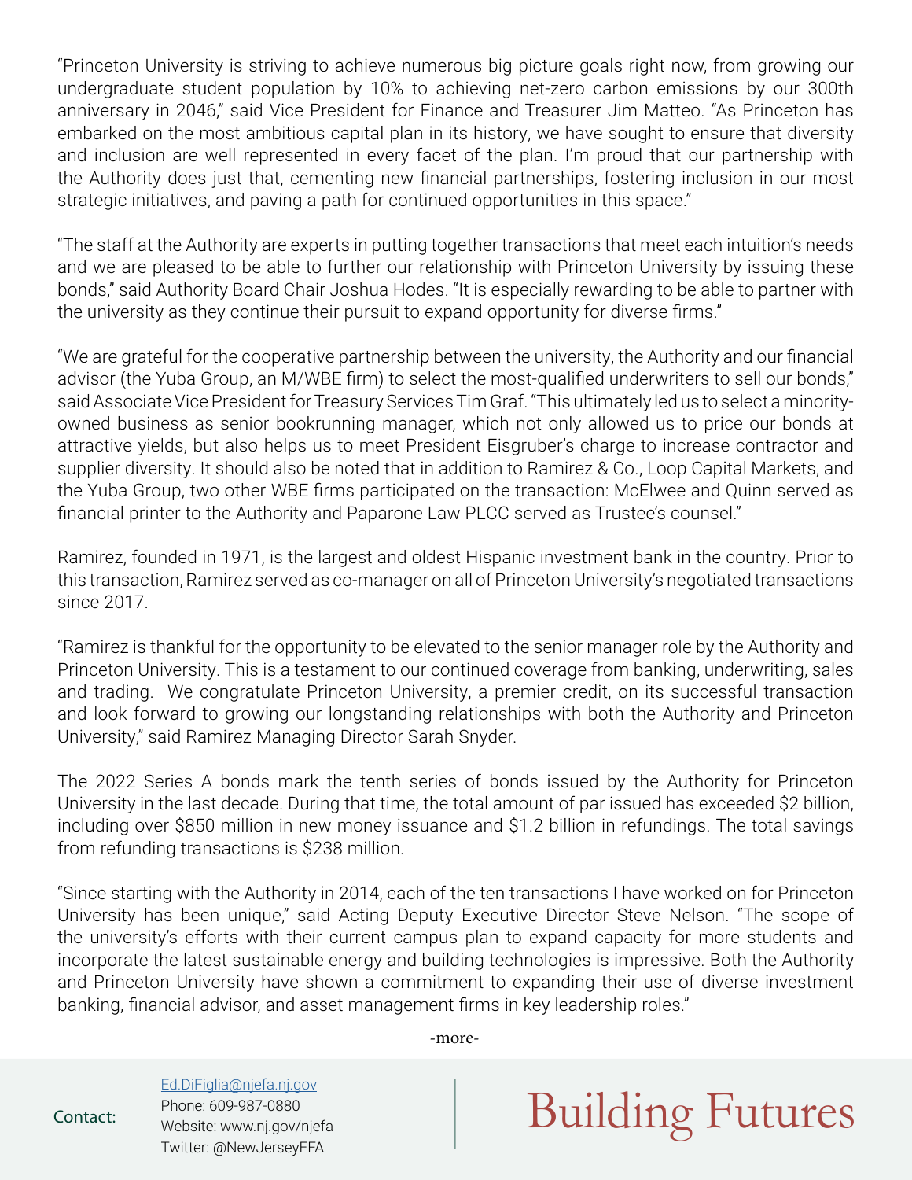"Princeton University is striving to achieve numerous big picture goals right now, from growing our undergraduate student population by 10% to achieving net-zero carbon emissions by our 300th anniversary in 2046," said Vice President for Finance and Treasurer Jim Matteo. "As Princeton has embarked on the most ambitious capital plan in its history, we have sought to ensure that diversity and inclusion are well represented in every facet of the plan. I'm proud that our partnership with the Authority does just that, cementing new financial partnerships, fostering inclusion in our most strategic initiatives, and paving a path for continued opportunities in this space."

"The staff at the Authority are experts in putting together transactions that meet each intuition's needs and we are pleased to be able to further our relationship with Princeton University by issuing these bonds," said Authority Board Chair Joshua Hodes. "It is especially rewarding to be able to partner with the university as they continue their pursuit to expand opportunity for diverse firms."

"We are grateful for the cooperative partnership between the university, the Authority and our financial advisor (the Yuba Group, an M/WBE firm) to select the most-qualified underwriters to sell our bonds," said Associate Vice President for Treasury Services Tim Graf. "This ultimately led us to select a minority-owned business as senior bookrunning manager, which not only allowed us to price our bonds at attractive yields, but also helps us to meet President Eisgruber's charge to increase contractor and supplier diversity. It should also be noted that in addition to Ramirez & Co., Loop Capital Markets, and the Yuba Group, two other WBE firms participated on the transaction: McElwee and Quinn served as financial printer to the Authority and Paparone Law PLCC served as Trustee's counsel."

Ramirez, founded in 1971, is the largest and oldest Hispanic investment bank in the country. Prior to this transaction, Ramirez served as co-manager on all of Princeton University's negotiated transactions since 2017.

"Ramirez is thankful for the opportunity to be elevated to the senior manager role by the Authority and Princeton University. This is a testament to our continued coverage from banking, underwriting, sales and trading. We congratulate Princeton University, a premier credit, on its successful transaction and look forward to growing our longstanding relationships with both the Authority and Princeton University," said Ramirez Managing Director Sarah Snyder.

The 2022 Series A bonds mark the tenth series of bonds issued by the Authority for Princeton University in the last decade. During that time, the total amount of par issued has exceeded $2 billion, including over $850 million in new money issuance and $1.2 billion in refundings. The total savings from refunding transactions is $238 million.

"Since starting with the Authority in 2014, each of the ten transactions I have worked on for Princeton University has been unique," said Acting Deputy Executive Director Steve Nelson. "The scope of the university's efforts with their current campus plan to expand capacity for more students and incorporate the latest sustainable energy and building technologies is impressive. Both the Authority and Princeton University have shown a commitment to expanding their use of diverse investment banking, financial advisor, and asset management firms in key leadership roles."

-more-

Contact: Ed.DiFiglia@njefa.nj.gov
Phone: 609-987-0880
Website: www.nj.gov/njefa
Twitter: @NewJerseyEFA

Building Futures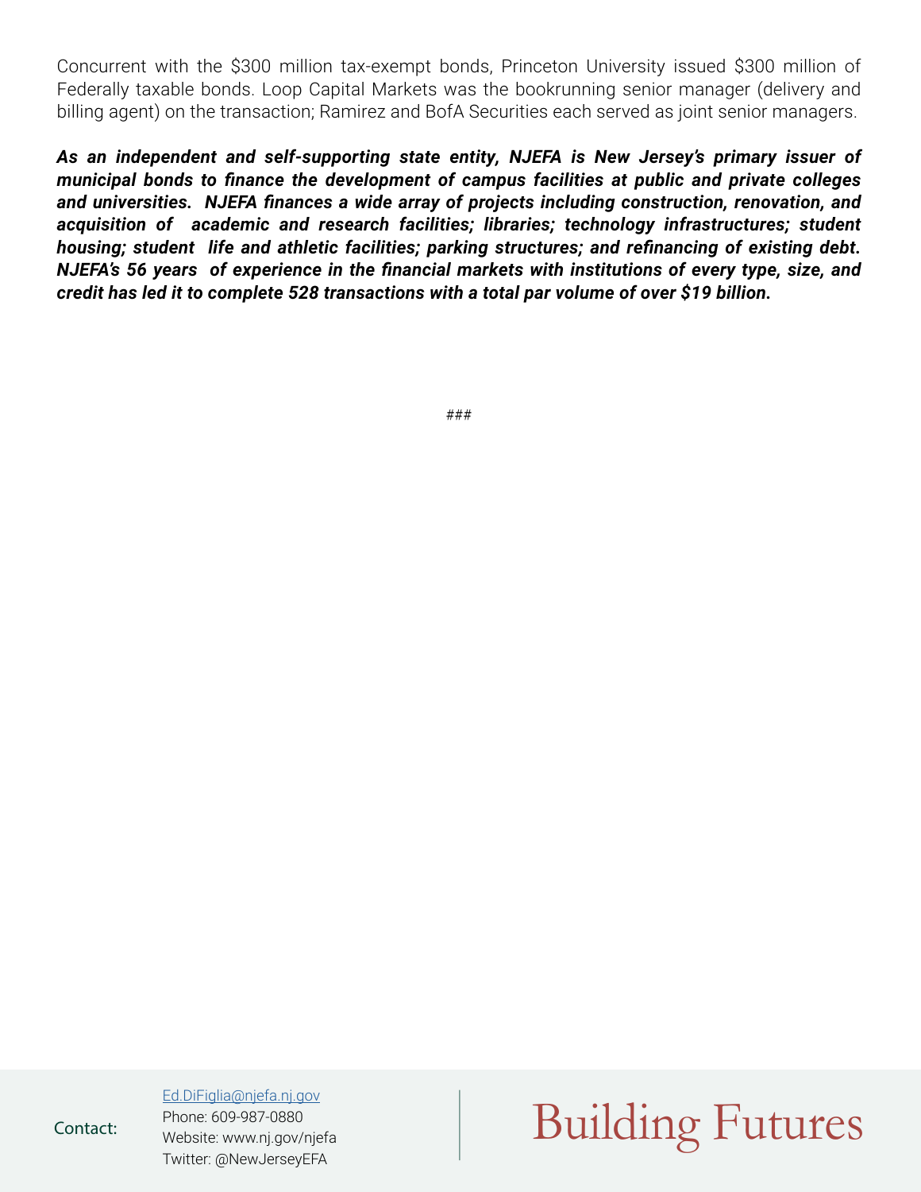Concurrent with the $300 million tax-exempt bonds, Princeton University issued $300 million of Federally taxable bonds. Loop Capital Markets was the bookrunning senior manager (delivery and billing agent) on the transaction; Ramirez and BofA Securities each served as joint senior managers.

***As an independent and self-supporting state entity, NJEFA is New Jersey's primary issuer of municipal bonds to finance the development of campus facilities at public and private colleges and universities. NJEFA finances a wide array of projects including construction, renovation, and acquisition of academic and research facilities; libraries; technology infrastructures; student housing; student life and athletic facilities; parking structures; and refinancing of existing debt. NJEFA's 56 years of experience in the financial markets with institutions of every type, size, and credit has led it to complete 528 transactions with a total par volume of over $19 billion.***

###

Contact:

Ed.DiFiglia@njefa.nj.gov
Phone: 609-987-0880
Website: www.nj.gov/njefa
Twitter: @NewJerseyEFA

Building Futures